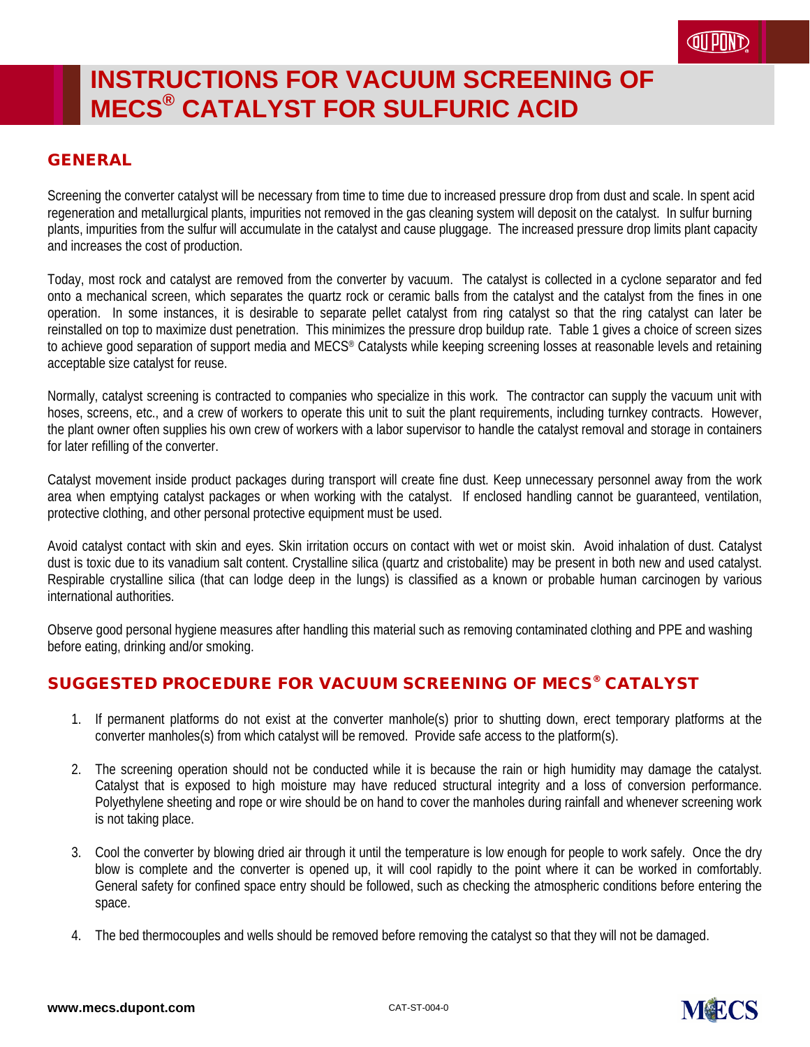# INSTRUCTIONS FOR VACUUM SCREENING OF MECS® CATALYST FOR SULFURIC ACID

## GENERAL

Screening the converter catalyst will be necessary from time to time due to increased pressure drop from dust and scale. In spent acid regeneration and metallurgical plants, impurities not removed in the gas cleaning system will deposit on the catalyst. In sulfur burning plants, impurities from the sulfur will accumulate in the catalyst and cause pluggage. The increased pressure drop limits plant capacity and increases the cost of production.

Today, most rock and catalyst are removed from the converter by vacuum. The catalyst is collected in a cyclone separator and fed onto a mechanical screen, which separates the quartz rock or ceramic balls from the catalyst and the catalyst from the fines in one operation. In some instances, it is desirable to separate pellet catalyst from ring catalyst so that the ring catalyst can later be reinstalled on top to maximize dust penetration. This minimizes the pressure drop buildup rate. Table 1 gives a choice of screen sizes to achieve good separation of support media and MECS® Catalysts while keeping screening losses at reasonable levels and retaining acceptable size catalyst for reuse.

Normally, catalyst screening is contracted to companies who specialize in this work. The contractor can supply the vacuum unit with hoses, screens, etc., and a crew of workers to operate this unit to suit the plant requirements, including turnkey contracts. However, the plant owner often supplies his own crew of workers with a labor supervisor to handle the catalyst removal and storage in containers for later refilling of the converter.

Catalyst movement inside product packages during transport will create fine dust. Keep unnecessary personnel away from the work area when emptying catalyst packages or when working with the catalyst. If enclosed handling cannot be guaranteed, ventilation, protective clothing, and other personal protective equipment must be used.

Avoid catalyst contact with skin and eyes. Skin irritation occurs on contact with wet or moist skin. Avoid inhalation of dust. Catalyst dust is toxic due to its vanadium salt content. Crystalline silica (quartz and cristobalite) may be present in both new and used catalyst. Respirable crystalline silica (that can lodge deep in the lungs) is classified as a known or probable human carcinogen by various international authorities.

Observe good personal hygiene measures after handling this material such as removing contaminated clothing and PPE and washing before eating, drinking and/or smoking.

## SUGGESTED PROCEDURE FOR VACUUM SCREENING OF MECS® CATALYST

1. If permanent platforms do not exist at the converter manhole(s) prior to shutting down, erect temporary platforms at the converter manholes(s) from which catalyst will be removed. Provide safe access to the platform(s).

2. The screening operation should not be conducted while it is because the rain or high humidity may damage the catalyst. Catalyst that is exposed to high moisture may have reduced structural integrity and a loss of conversion performance. Polyethylene sheeting and rope or wire should be on hand to cover the manholes during rainfall and whenever screening work is not taking place.

3. Cool the converter by blowing dried air through it until the temperature is low enough for people to work safely. Once the dry blow is complete and the converter is opened up, it will cool rapidly to the point where it can be worked in comfortably. General safety for confined space entry should be followed, such as checking the atmospheric conditions before entering the space.

4. The bed thermocouples and wells should be removed before removing the catalyst so that they will not be damaged.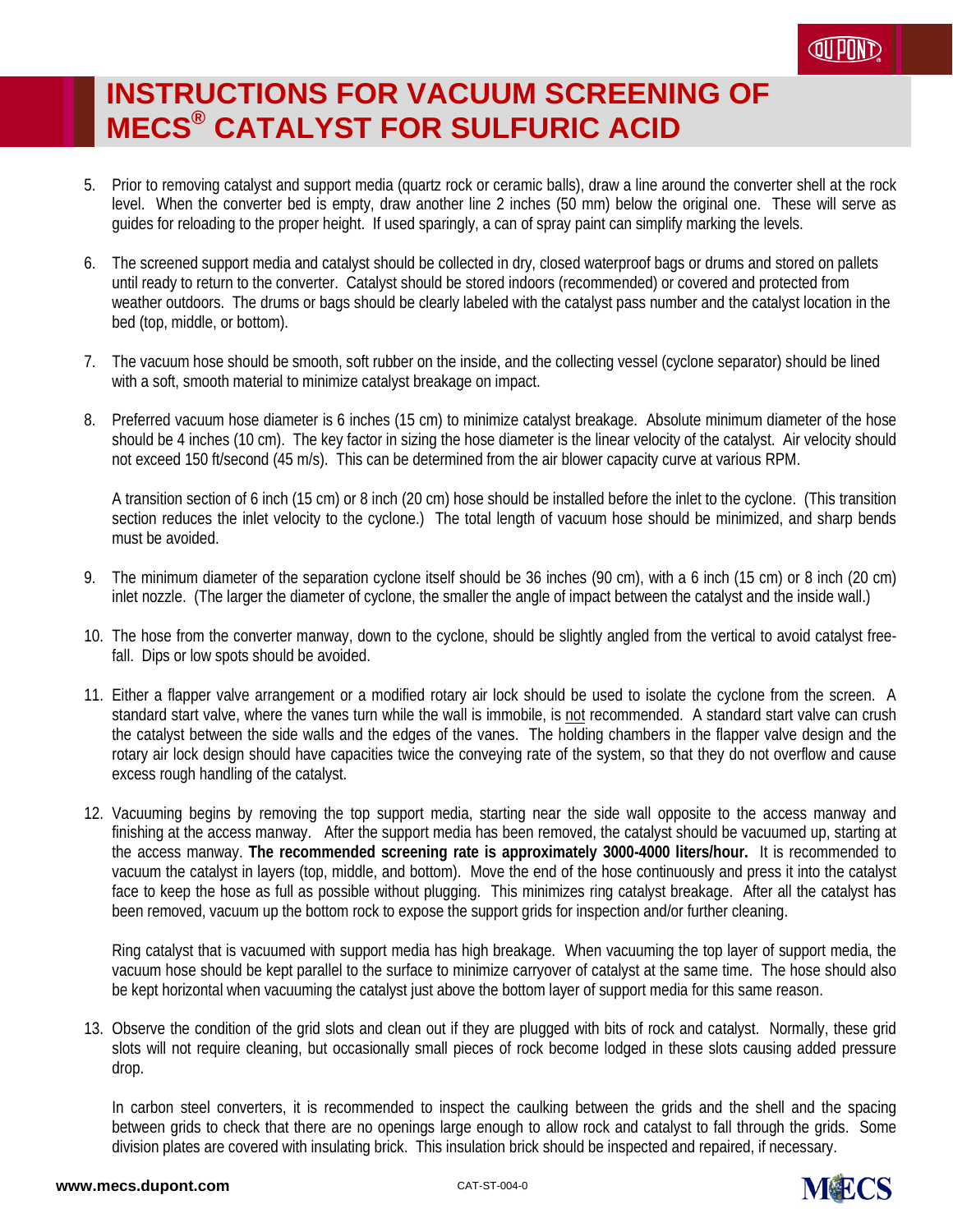# INSTRUCTIONS FOR VACUUM SCREENING OF MECS® CATALYST FOR SULFURIC ACID

5. Prior to removing catalyst and support media (quartz rock or ceramic balls), draw a line around the converter shell at the rock level. When the converter bed is empty, draw another line 2 inches (50 mm) below the original one. These will serve as guides for reloading to the proper height. If used sparingly, a can of spray paint can simplify marking the levels.

6. The screened support media and catalyst should be collected in dry, closed waterproof bags or drums and stored on pallets until ready to return to the converter. Catalyst should be stored indoors (recommended) or covered and protected from weather outdoors. The drums or bags should be clearly labeled with the catalyst pass number and the catalyst location in the bed (top, middle, or bottom).

7. The vacuum hose should be smooth, soft rubber on the inside, and the collecting vessel (cyclone separator) should be lined with a soft, smooth material to minimize catalyst breakage on impact.

8. Preferred vacuum hose diameter is 6 inches (15 cm) to minimize catalyst breakage. Absolute minimum diameter of the hose should be 4 inches (10 cm). The key factor in sizing the hose diameter is the linear velocity of the catalyst. Air velocity should not exceed 150 ft/second (45 m/s). This can be determined from the air blower capacity curve at various RPM.

   A transition section of 6 inch (15 cm) or 8 inch (20 cm) hose should be installed before the inlet to the cyclone. (This transition section reduces the inlet velocity to the cyclone.) The total length of vacuum hose should be minimized, and sharp bends must be avoided.

9. The minimum diameter of the separation cyclone itself should be 36 inches (90 cm), with a 6 inch (15 cm) or 8 inch (20 cm) inlet nozzle. (The larger the diameter of cyclone, the smaller the angle of impact between the catalyst and the inside wall.)

10. The hose from the converter manway, down to the cyclone, should be slightly angled from the vertical to avoid catalyst free-fall. Dips or low spots should be avoided.

11. Either a flapper valve arrangement or a modified rotary air lock should be used to isolate the cyclone from the screen. A standard start valve, where the vanes turn while the wall is immobile, is not recommended. A standard start valve can crush the catalyst between the side walls and the edges of the vanes. The holding chambers in the flapper valve design and the rotary air lock design should have capacities twice the conveying rate of the system, so that they do not overflow and cause excess rough handling of the catalyst.

12. Vacuuming begins by removing the top support media, starting near the side wall opposite to the access manway and finishing at the access manway. After the support media has been removed, the catalyst should be vacuumed up, starting at the access manway. **The recommended screening rate is approximately 3000-4000 liters/hour.** It is recommended to vacuum the catalyst in layers (top, middle, and bottom). Move the end of the hose continuously and press it into the catalyst face to keep the hose as full as possible without plugging. This minimizes ring catalyst breakage. After all the catalyst has been removed, vacuum up the bottom rock to expose the support grids for inspection and/or further cleaning.

    Ring catalyst that is vacuumed with support media has high breakage. When vacuuming the top layer of support media, the vacuum hose should be kept parallel to the surface to minimize carryover of catalyst at the same time. The hose should also be kept horizontal when vacuuming the catalyst just above the bottom layer of support media for this same reason.

13. Observe the condition of the grid slots and clean out if they are plugged with bits of rock and catalyst. Normally, these grid slots will not require cleaning, but occasionally small pieces of rock become lodged in these slots causing added pressure drop.

    In carbon steel converters, it is recommended to inspect the caulking between the grids and the shell and the spacing between grids to check that there are no openings large enough to allow rock and catalyst to fall through the grids. Some division plates are covered with insulating brick. This insulation brick should be inspected and repaired, if necessary.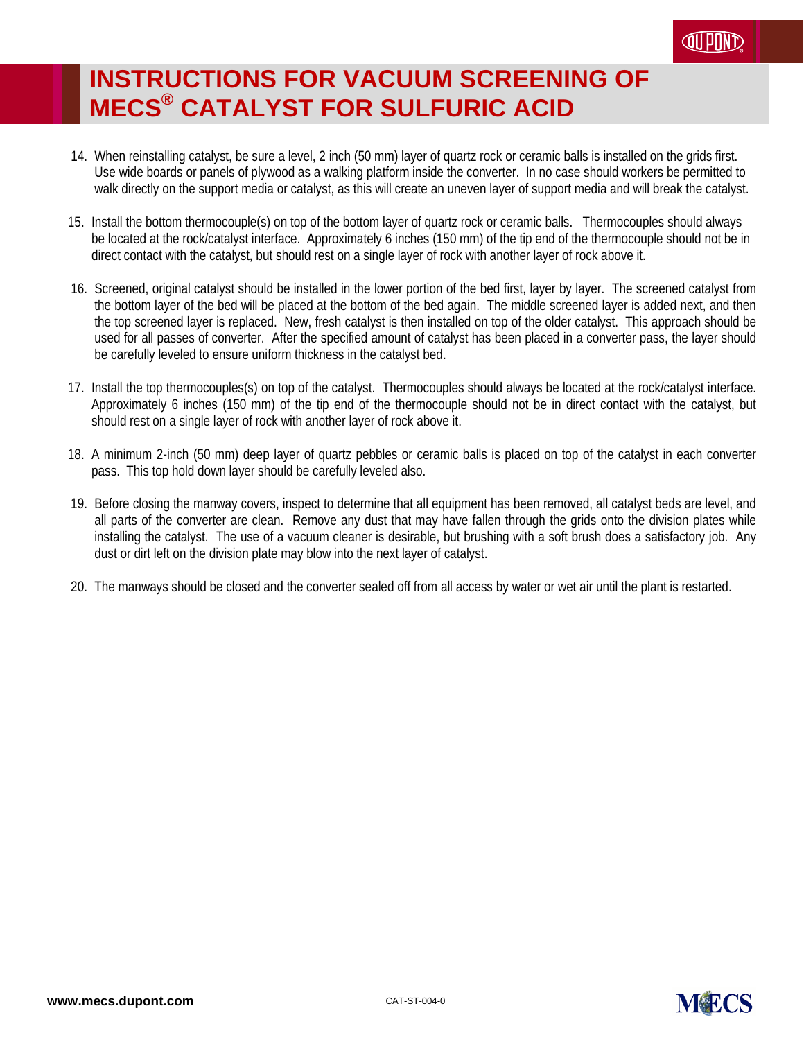# INSTRUCTIONS FOR VACUUM SCREENING OF MECS® CATALYST FOR SULFURIC ACID

14. When reinstalling catalyst, be sure a level, 2 inch (50 mm) layer of quartz rock or ceramic balls is installed on the grids first. Use wide boards or panels of plywood as a walking platform inside the converter. In no case should workers be permitted to walk directly on the support media or catalyst, as this will create an uneven layer of support media and will break the catalyst.

15. Install the bottom thermocouple(s) on top of the bottom layer of quartz rock or ceramic balls. Thermocouples should always be located at the rock/catalyst interface. Approximately 6 inches (150 mm) of the tip end of the thermocouple should not be in direct contact with the catalyst, but should rest on a single layer of rock with another layer of rock above it.

16. Screened, original catalyst should be installed in the lower portion of the bed first, layer by layer. The screened catalyst from the bottom layer of the bed will be placed at the bottom of the bed again. The middle screened layer is added next, and then the top screened layer is replaced. New, fresh catalyst is then installed on top of the older catalyst. This approach should be used for all passes of converter. After the specified amount of catalyst has been placed in a converter pass, the layer should be carefully leveled to ensure uniform thickness in the catalyst bed.

17. Install the top thermocouples(s) on top of the catalyst. Thermocouples should always be located at the rock/catalyst interface. Approximately 6 inches (150 mm) of the tip end of the thermocouple should not be in direct contact with the catalyst, but should rest on a single layer of rock with another layer of rock above it.

18. A minimum 2-inch (50 mm) deep layer of quartz pebbles or ceramic balls is placed on top of the catalyst in each converter pass. This top hold down layer should be carefully leveled also.

19. Before closing the manway covers, inspect to determine that all equipment has been removed, all catalyst beds are level, and all parts of the converter are clean. Remove any dust that may have fallen through the grids onto the division plates while installing the catalyst. The use of a vacuum cleaner is desirable, but brushing with a soft brush does a satisfactory job. Any dust or dirt left on the division plate may blow into the next layer of catalyst.

20. The manways should be closed and the converter sealed off from all access by water or wet air until the plant is restarted.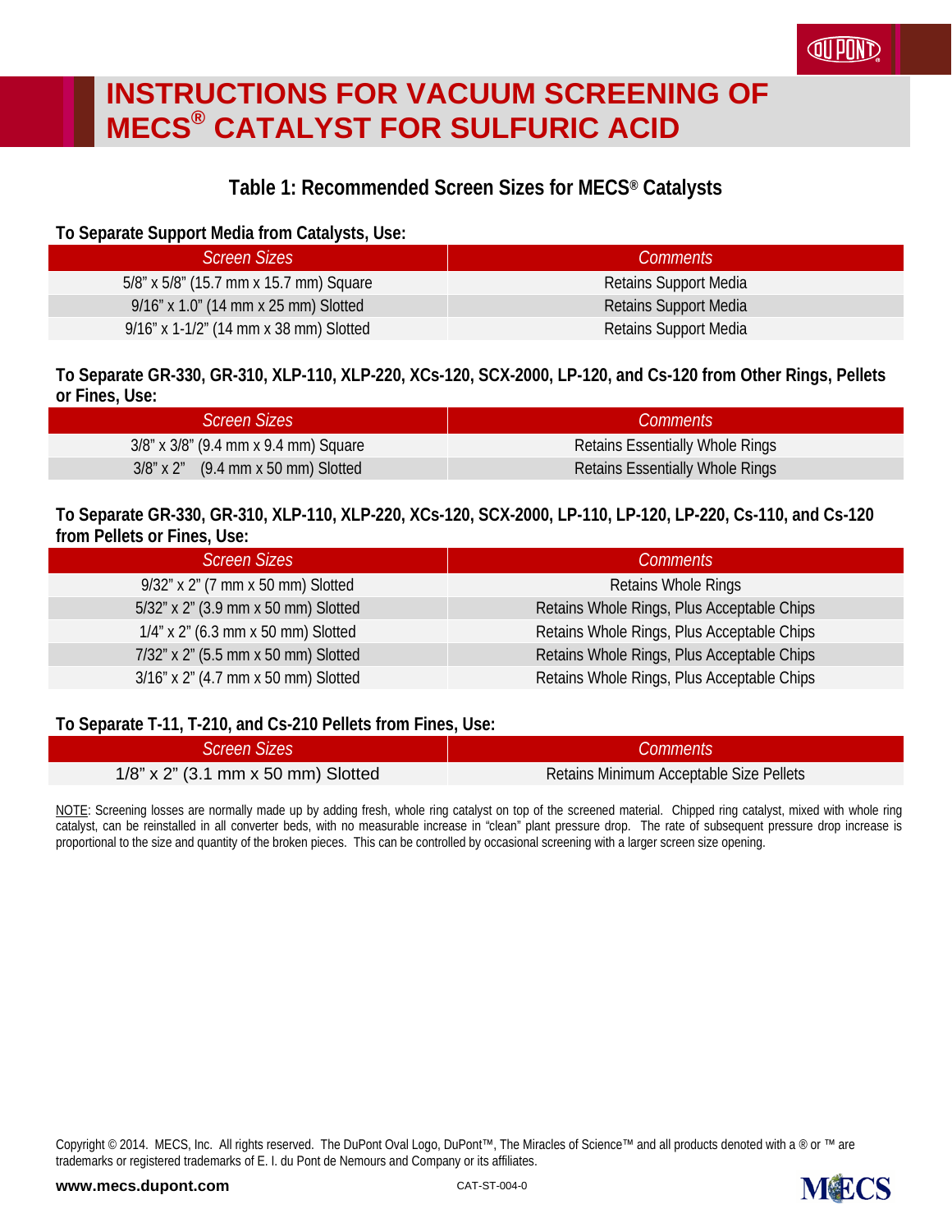# INSTRUCTIONS FOR VACUUM SCREENING OF MECS® CATALYST FOR SULFURIC ACID

## Table 1: Recommended Screen Sizes for MECS® Catalysts

**To Separate Support Media from Catalysts, Use:**

| *Screen Sizes* | *Comments* |
|---|---|
| 5/8" x 5/8" (15.7 mm x 15.7 mm) Square | Retains Support Media |
| 9/16" x 1.0" (14 mm x 25 mm) Slotted | Retains Support Media |
| 9/16" x 1-1/2" (14 mm x 38 mm) Slotted | Retains Support Media |

**To Separate GR-330, GR-310, XLP-110, XLP-220, XCs-120, SCX-2000, LP-120, and Cs-120 from Other Rings, Pellets or Fines, Use:**

| *Screen Sizes* | *Comments* |
|---|---|
| 3/8" x 3/8" (9.4 mm x 9.4 mm) Square | Retains Essentially Whole Rings |
| 3/8" x 2" (9.4 mm x 50 mm) Slotted | Retains Essentially Whole Rings |

**To Separate GR-330, GR-310, XLP-110, XLP-220, XCs-120, SCX-2000, LP-110, LP-120, LP-220, Cs-110, and Cs-120 from Pellets or Fines, Use:**

| *Screen Sizes* | *Comments* |
|---|---|
| 9/32" x 2" (7 mm x 50 mm) Slotted | Retains Whole Rings |
| 5/32" x 2" (3.9 mm x 50 mm) Slotted | Retains Whole Rings, Plus Acceptable Chips |
| 1/4" x 2" (6.3 mm x 50 mm) Slotted | Retains Whole Rings, Plus Acceptable Chips |
| 7/32" x 2" (5.5 mm x 50 mm) Slotted | Retains Whole Rings, Plus Acceptable Chips |
| 3/16" x 2" (4.7 mm x 50 mm) Slotted | Retains Whole Rings, Plus Acceptable Chips |

**To Separate T-11, T-210, and Cs-210 Pellets from Fines, Use:**

| *Screen Sizes* | *Comments* |
|---|---|
| 1/8" x 2" (3.1 mm x 50 mm) Slotted | Retains Minimum Acceptable Size Pellets |

NOTE: Screening losses are normally made up by adding fresh, whole ring catalyst on top of the screened material. Chipped ring catalyst, mixed with whole ring catalyst, can be reinstalled in all converter beds, with no measurable increase in "clean" plant pressure drop. The rate of subsequent pressure drop increase is proportional to the size and quantity of the broken pieces. This can be controlled by occasional screening with a larger screen size opening.

Copyright © 2014. MECS, Inc. All rights reserved. The DuPont Oval Logo, DuPont™, The Miracles of Science™ and all products denoted with a ® or ™ are trademarks or registered trademarks of E. I. du Pont de Nemours and Company or its affiliates.

**www.mecs.dupont.com** CAT-ST-004-0